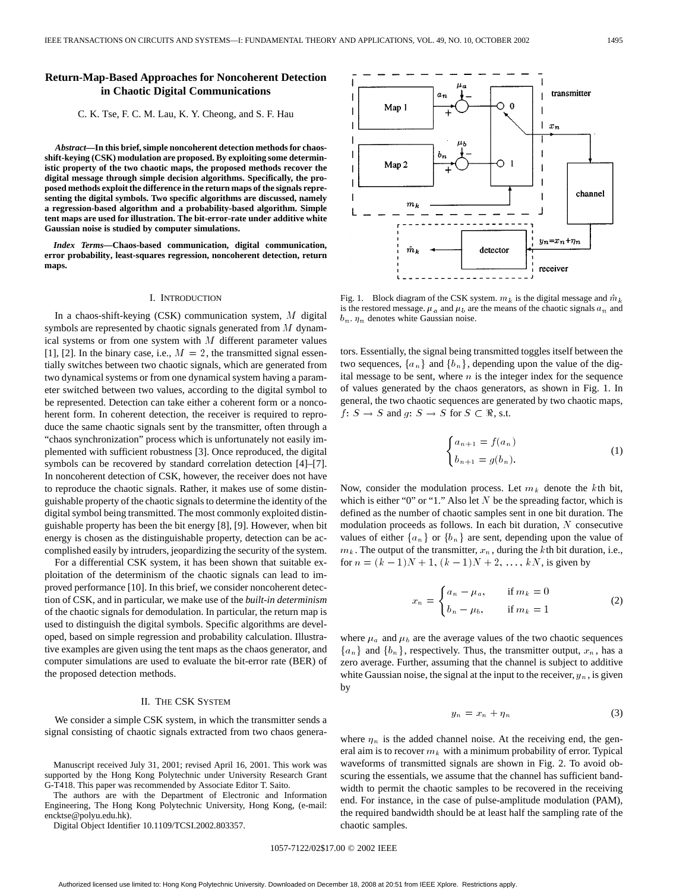# Return-Map-Based Approaches for Noncoherent Detection in Chaotic Digital Communications

C. K. Tse, F. C. M. Lau, K. Y. Cheong, and S. F. Hau

***Abstract*—In this brief, simple noncoherent detection methods for chaos-shift-keying (CSK) modulation are proposed. By exploiting some deterministic property of the two chaotic maps, the proposed methods recover the digital message through simple decision algorithms. Specifically, the proposed methods exploit the difference in the return maps of the signals representing the digital symbols. Two specific algorithms are discussed, namely a regression-based algorithm and a probability-based algorithm. Simple tent maps are used for illustration. The bit-error-rate under additive white Gaussian noise is studied by computer simulations.**

***Index Terms*—Chaos-based communication, digital communication, error probability, least-squares regression, noncoherent detection, return maps.**

## I. Introduction

In a chaos-shift-keying (CSK) communication system, $M$ digital symbols are represented by chaotic signals generated from $M$ dynamical systems or from one system with $M$ different parameter values [1], [2]. In the binary case, i.e., $M = 2$, the transmitted signal essentially switches between two chaotic signals, which are generated from two dynamical systems or from one dynamical system having a parameter switched between two values, according to the digital symbol to be represented. Detection can take either a coherent form or a noncoherent form. In coherent detection, the receiver is required to reproduce the same chaotic signals sent by the transmitter, often through a "chaos synchronization" process which is unfortunately not easily implemented with sufficient robustness [3]. Once reproduced, the digital symbols can be recovered by standard correlation detection [4]–[7]. In noncoherent detection of CSK, however, the receiver does not have to reproduce the chaotic signals. Rather, it makes use of some distinguishable property of the chaotic signals to determine the identity of the digital symbol being transmitted. The most commonly exploited distinguishable property has been the bit energy [8], [9]. However, when bit energy is chosen as the distinguishable property, detection can be accomplished easily by intruders, jeopardizing the security of the system.

For a differential CSK system, it has been shown that suitable exploitation of the determinism of the chaotic signals can lead to improved performance [10]. In this brief, we consider noncoherent detection of CSK, and in particular, we make use of the *built-in determinism* of the chaotic signals for demodulation. In particular, the return map is used to distinguish the digital symbols. Specific algorithms are developed, based on simple regression and probability calculation. Illustrative examples are given using the tent maps as the chaos generator, and computer simulations are used to evaluate the bit-error rate (BER) of the proposed detection methods.

## II. The CSK System

We consider a simple CSK system, in which the transmitter sends a signal consisting of chaotic signals extracted from two chaos generators. Essentially, the signal being transmitted toggles itself between the two sequences, $\{a_n\}$ and $\{b_n\}$, depending upon the value of the digital message to be sent, where $n$ is the integer index for the sequence of values generated by the chaos generators, as shown in Fig. 1. In general, the two chaotic sequences are generated by two chaotic maps, $f\colon S \rightarrow S$ and $g\colon S \rightarrow S$ for $S \subset \Re$, s.t.

$$\begin{cases} a_{n+1} = f(a_n) \\ b_{n+1} = g(b_n). \end{cases} \tag{1}$$

Now, consider the modulation process. Let $m_k$ denote the $k$th bit, which is either "0" or "1." Also let $N$ be the spreading factor, which is defined as the number of chaotic samples sent in one bit duration. The modulation proceeds as follows. In each bit duration, $N$ consecutive values of either $\{a_n\}$ or $\{b_n\}$ are sent, depending upon the value of $m_k$. The output of the transmitter, $x_n$, during the $k$th bit duration, i.e., for $n = (k-1)N + 1, (k-1)N + 2, \ldots, kN$, is given by

$$x_n = \begin{cases} a_n - \mu_a, & \text{if } m_k = 0 \\ b_n - \mu_b, & \text{if } m_k = 1 \end{cases} \tag{2}$$

where $\mu_a$ and $\mu_b$ are the average values of the two chaotic sequences $\{a_n\}$ and $\{b_n\}$, respectively. Thus, the transmitter output, $x_n$, has a zero average. Further, assuming that the channel is subject to additive white Gaussian noise, the signal at the input to the receiver, $y_n$, is given by

$$y_n = x_n + \eta_n \tag{3}$$

where $\eta_n$ is the added channel noise. At the receiving end, the general aim is to recover $m_k$ with a minimum probability of error. Typical waveforms of transmitted signals are shown in Fig. 2. To avoid obscuring the essentials, we assume that the channel has sufficient bandwidth to permit the chaotic samples to be recovered in the receiving end. For instance, in the case of pulse-amplitude modulation (PAM), the required bandwidth should be at least half the sampling rate of the chaotic samples.

Map 1
Map 2
$a_n$
$b_n$
$\mu_a$
$\mu_b$
0
1
$m_k$
$x_n$
transmitter
channel
$y_n = x_n + \eta_n$
detector
$\hat{m}_k$
receiver

Fig. 1. Block diagram of the CSK system. $m_k$ is the digital message and $\hat{m}_k$ is the restored message. $\mu_a$ and $\mu_b$ are the means of the chaotic signals $a_n$ and $b_n$. $\eta_n$ denotes white Gaussian noise.

Manuscript received July 31, 2001; revised April 16, 2001. This work was supported by the Hong Kong Polytechnic under University Research Grant G-T418. This paper was recommended by Associate Editor T. Saito.

The authors are with the Department of Electronic and Information Engineering, The Hong Kong Polytechnic University, Hong Kong, (e-mail: encktse@polyu.edu.hk).

Digital Object Identifier 10.1109/TCSI.2002.803357.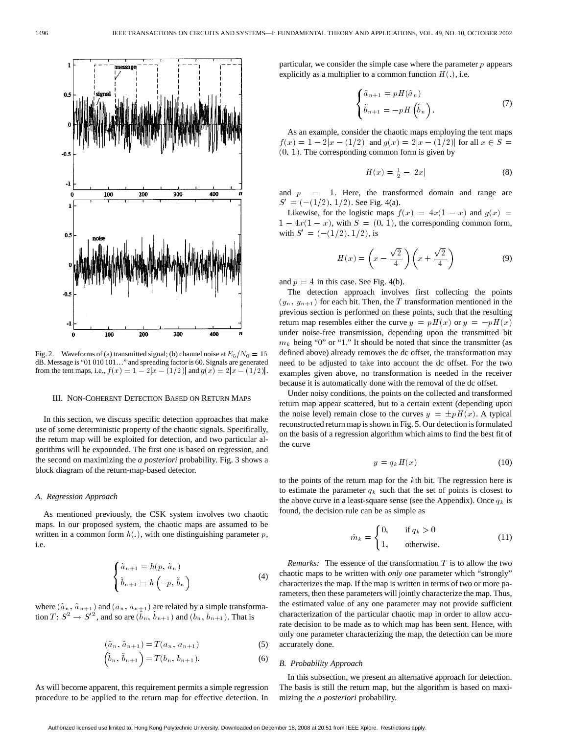Fig. 2. Waveforms of (a) transmitted signal; (b) channel noise at $E_b/N_0 = 15$ dB. Message is "01 010 101…" and spreading factor is 60. Signals are generated from the tent maps, i.e., $f(x) = 1 - 2|x - (1/2)|$ and $g(x) = 2|x - (1/2)|$.

## III. Non-Coherent Detection Based on Return Maps

In this section, we discuss specific detection approaches that make use of some deterministic property of the chaotic signals. Specifically, the return map will be exploited for detection, and two particular algorithms will be expounded. The first one is based on regression, and the second on maximizing the *a posteriori* probability. Fig. 3 shows a block diagram of the return-map-based detector.

### A. Regression Approach

As mentioned previously, the CSK system involves two chaotic maps. In our proposed system, the chaotic maps are assumed to be written in a common form $h(.)$, with one distinguishing parameter $p$, i.e.

$$\begin{cases} \tilde{a}_{n+1} = h(p, \tilde{a}_n) \\ \tilde{b}_{n+1} = h\left(-p, \tilde{b}_n\right) \end{cases} \tag{4}$$

where $(\tilde{a}_n, \tilde{a}_{n+1})$ and $(a_n, a_{n+1})$ are related by a simple transformation $T\colon S^2 \to S'^2$, and so are $(\tilde{b}_n, \tilde{b}_{n+1})$ and $(b_n, b_{n+1})$. That is

$$(\tilde{a}_n, \tilde{a}_{n+1}) = T(a_n, a_{n+1}) \tag{5}$$

$$\left(\tilde{b}_n, \tilde{b}_{n+1}\right) = T(b_n, b_{n+1}). \tag{6}$$

As will become apparent, this requirement permits a simple regression procedure to be applied to the return map for effective detection. In particular, we consider the simple case where the parameter $p$ appears explicitly as a multiplier to a common function $H(.)$, i.e.

$$\begin{cases} \tilde{a}_{n+1} = pH(\tilde{a}_n) \\ \tilde{b}_{n+1} = -pH\left(\tilde{b}_n\right). \end{cases} \tag{7}$$

As an example, consider the chaotic maps employing the tent maps $f(x) = 1 - 2|x - (1/2)|$ and $g(x) = 2|x - (1/2)|$ for all $x \in S = (0, 1)$. The corresponding common form is given by

$$H(x) = \tfrac{1}{2} - |2x| \tag{8}$$

and $p = 1$. Here, the transformed domain and range are $S' = (-(1/2), 1/2)$. See Fig. 4(a).

Likewise, for the logistic maps $f(x) = 4x(1-x)$ and $g(x) = 1 - 4x(1-x)$, with $S = (0, 1)$, the corresponding common form, with $S' = (-(1/2), 1/2)$, is

$$H(x) = \left(x - \frac{\sqrt{2}}{4}\right)\left(x + \frac{\sqrt{2}}{4}\right) \tag{9}$$

and $p = 4$ in this case. See Fig. 4(b).

The detection approach involves first collecting the points $(y_n, y_{n+1})$ for each bit. Then, the $T$ transformation mentioned in the previous section is performed on these points, such that the resulting return map resembles either the curve $y = pH(x)$ or $y = -pH(x)$ under noise-free transmission, depending upon the transmitted bit $m_k$ being "0" or "1." It should be noted that since the transmitter (as defined above) already removes the dc offset, the transformation may need to be adjusted to take into account the dc offset. For the two examples given above, no transformation is needed in the receiver because it is automatically done with the removal of the dc offset.

Under noisy conditions, the points on the collected and transformed return map appear scattered, but to a certain extent (depending upon the noise level) remain close to the curves $y = \pm pH(x)$. A typical reconstructed return map is shown in Fig. 5. Our detection is formulated on the basis of a regression algorithm which aims to find the best fit of the curve

$$y = q_k H(x) \tag{10}$$

to the points of the return map for the $k$th bit. The regression here is to estimate the parameter $q_k$ such that the set of points is closest to the above curve in a least-square sense (see the Appendix). Once $q_k$ is found, the decision rule can be as simple as

$$\hat{m}_k = \begin{cases} 0, & \text{if } q_k > 0 \\ 1, & \text{otherwise.} \end{cases} \tag{11}$$

*Remarks:* The essence of the transformation $T$ is to allow the two chaotic maps to be written with *only one* parameter which "strongly" characterizes the map. If the map is written in terms of two or more parameters, then these parameters will jointly characterize the map. Thus, the estimated value of any one parameter may not provide sufficient characterization of the particular chaotic map in order to allow accurate decision to be made as to which map has been sent. Hence, with only one parameter characterizing the map, the detection can be more accurately done.

### B. Probability Approach

In this subsection, we present an alternative approach for detection. The basis is still the return map, but the algorithm is based on maximizing the *a posteriori* probability.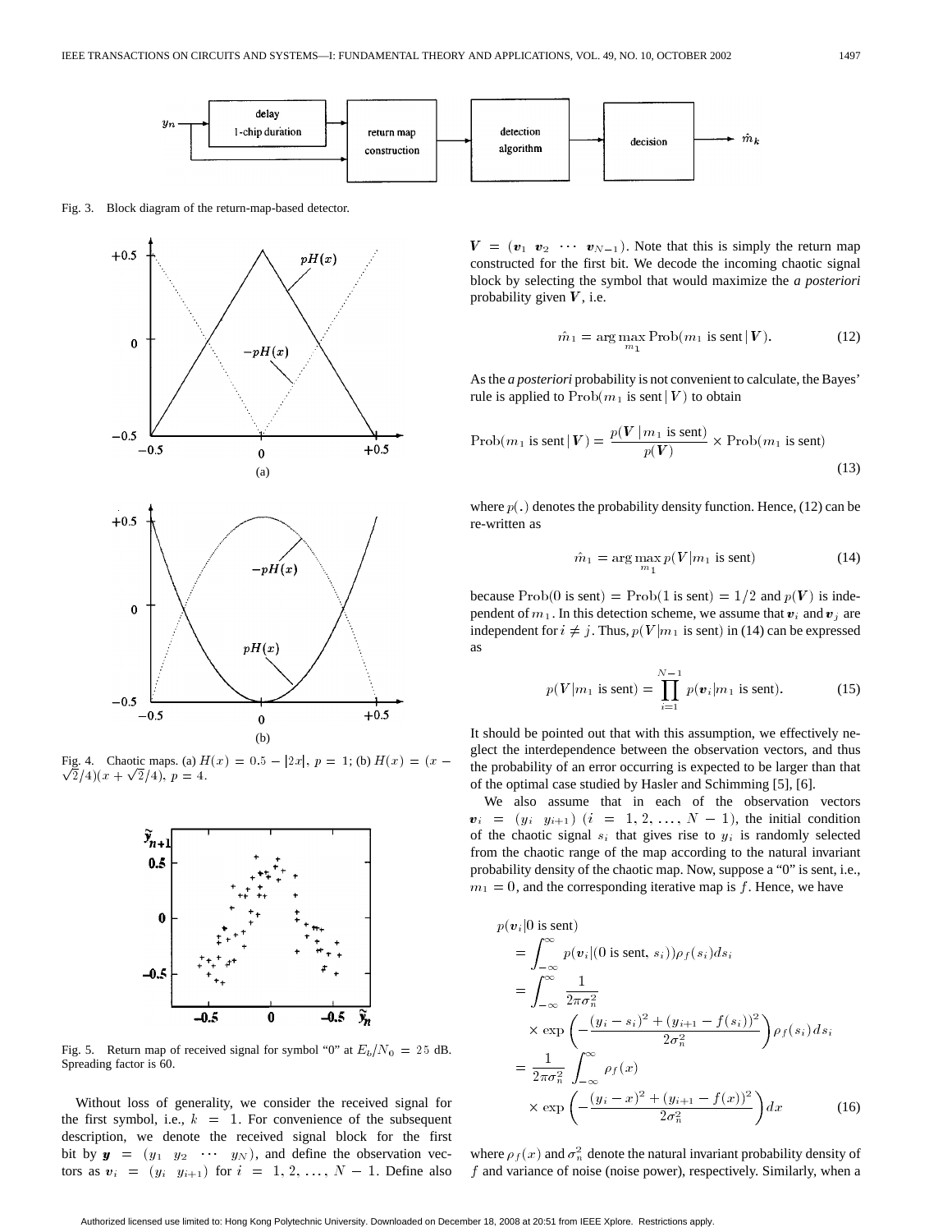Fig. 3. Block diagram of the return-map-based detector.

Fig. 4. Chaotic maps. (a) $H(x) = 0.5 - |2x|$, $p = 1$; (b) $H(x) = (x - \sqrt{2}/4)(x + \sqrt{2}/4)$, $p = 4$.

Fig. 5. Return map of received signal for symbol "0" at $E_b/N_0 = 25$ dB. Spreading factor is 60.

Without loss of generality, we consider the received signal for the first symbol, i.e., $k = 1$. For convenience of the subsequent description, we denote the received signal block for the first bit by $\boldsymbol{y} = (y_1 \ \ y_2 \ \ \cdots \ \ y_N)$, and define the observation vectors as $\boldsymbol{v}_i = (y_i \ \ y_{i+1})$ for $i = 1, 2, \ldots, N-1$. Define also $\boldsymbol{V} = (\boldsymbol{v}_1 \ \ \boldsymbol{v}_2 \ \ \cdots \ \ \boldsymbol{v}_{N-1})$. Note that this is simply the return map constructed for the first bit. We decode the incoming chaotic signal block by selecting the symbol that would maximize the *a posteriori* probability given $\boldsymbol{V}$, i.e.

$$\hat{m}_1 = \arg\max_{m_1} \text{Prob}(m_1 \text{ is sent} \,|\, \boldsymbol{V}). \tag{12}$$

As the *a posteriori* probability is not convenient to calculate, the Bayes' rule is applied to $\text{Prob}(m_1 \text{ is sent} \,|\, V)$ to obtain

$$\text{Prob}(m_1 \text{ is sent} \,|\, \boldsymbol{V}) = \frac{p(\boldsymbol{V} \,|\, m_1 \text{ is sent})}{p(\boldsymbol{V})} \times \text{Prob}(m_1 \text{ is sent}) \tag{13}$$

where $p(.)$ denotes the probability density function. Hence, (12) can be re-written as

$$\hat{m}_1 = \arg\max_{m_1} p(V | m_1 \text{ is sent}) \tag{14}$$

because $\text{Prob}(0 \text{ is sent}) = \text{Prob}(1 \text{ is sent}) = 1/2$ and $p(\boldsymbol{V})$ is independent of $m_1$. In this detection scheme, we assume that $\boldsymbol{v}_i$ and $\boldsymbol{v}_j$ are independent for $i \neq j$. Thus, $p(V|m_1 \text{ is sent})$ in (14) can be expressed as

$$p(V | m_1 \text{ is sent}) = \prod_{i=1}^{N-1} p(\boldsymbol{v}_i | m_1 \text{ is sent}). \tag{15}$$

It should be pointed out that with this assumption, we effectively neglect the interdependence between the observation vectors, and thus the probability of an error occurring is expected to be larger than that of the optimal case studied by Hasler and Schimming [5], [6].

We also assume that in each of the observation vectors $\boldsymbol{v}_i = (y_i \ \ y_{i+1})$ $(i = 1, 2, \ldots, N-1)$, the initial condition of the chaotic signal $s_i$ that gives rise to $y_i$ is randomly selected from the chaotic range of the map according to the natural invariant probability density of the chaotic map. Now, suppose a "0" is sent, i.e., $m_1 = 0$, and the corresponding iterative map is $f$. Hence, we have

$$\begin{aligned}
p(\boldsymbol{v}_i | 0 \text{ is sent}) &= \int_{-\infty}^{\infty} p(\boldsymbol{v}_i | (0 \text{ is sent}, s_i)) \rho_f(s_i) ds_i \\
&= \int_{-\infty}^{\infty} \frac{1}{2\pi\sigma_n^2} \\
&\quad \times \exp\left(-\frac{(y_i - s_i)^2 + (y_{i+1} - f(s_i))^2}{2\sigma_n^2}\right) \rho_f(s_i) ds_i \\
&= \frac{1}{2\pi\sigma_n^2} \int_{-\infty}^{\infty} \rho_f(x) \\
&\quad \times \exp\left(-\frac{(y_i - x)^2 + (y_{i+1} - f(x))^2}{2\sigma_n^2}\right) dx
\end{aligned} \tag{16}$$

where $\rho_f(x)$ and $\sigma_n^2$ denote the natural invariant probability density of $f$ and variance of noise (noise power), respectively. Similarly, when a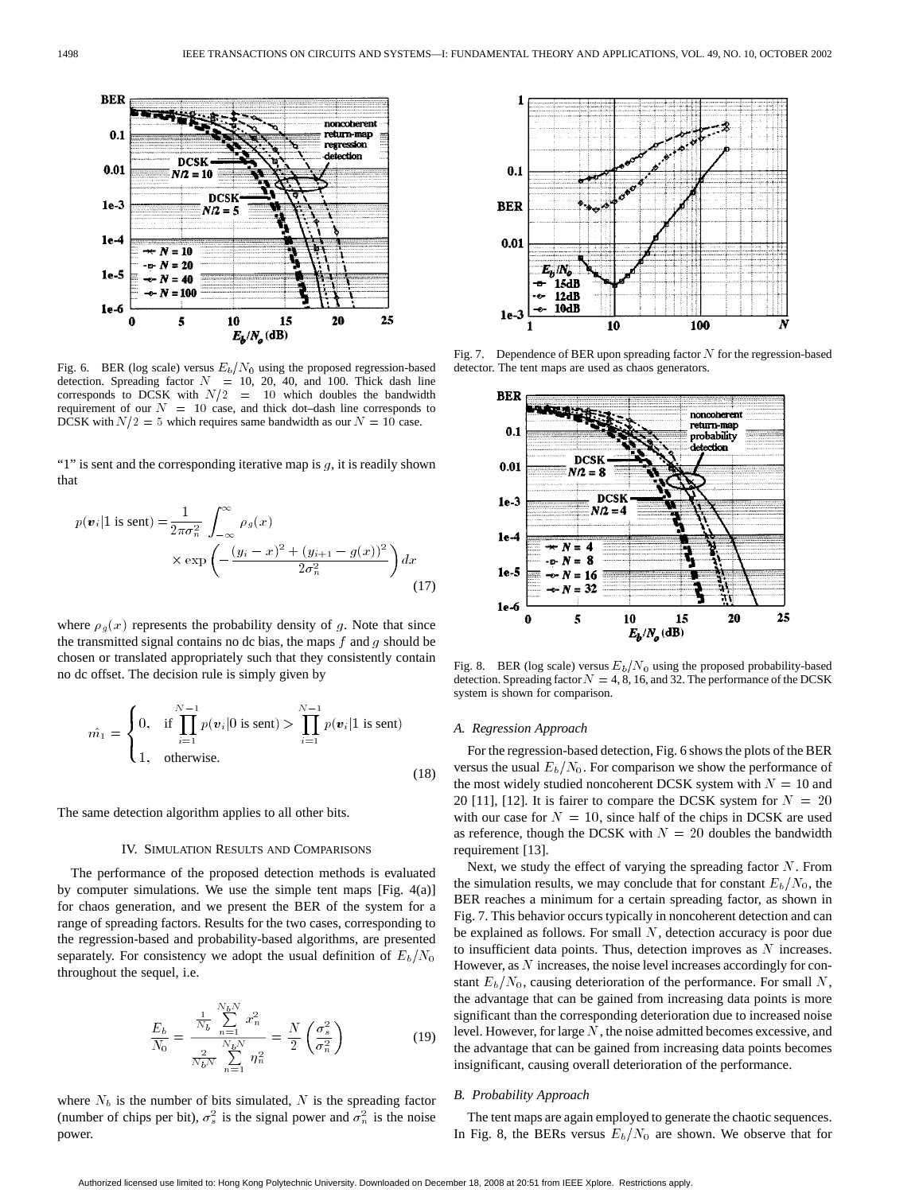Fig. 6. BER (log scale) versus $E_b/N_0$ using the proposed regression-based detection. Spreading factor $N = 10$, 20, 40, and 100. Thick dash line corresponds to DCSK with $N/2 = 10$ which doubles the bandwidth requirement of our $N = 10$ case, and thick dot–dash line corresponds to DCSK with $N/2 = 5$ which requires same bandwidth as our $N = 10$ case.

"1" is sent and the corresponding iterative map is $g$, it is readily shown that

$$p(\boldsymbol{v}_i|1 \text{ is sent}) = \frac{1}{2\pi\sigma_n^2} \int_{-\infty}^{\infty} \rho_g(x) \times \exp\left(-\frac{(y_i - x)^2 + (y_{i+1} - g(x))^2}{2\sigma_n^2}\right) dx \tag{17}$$

where $\rho_g(x)$ represents the probability density of $g$. Note that since the transmitted signal contains no dc bias, the maps $f$ and $g$ should be chosen or translated appropriately such that they consistently contain no dc offset. The decision rule is simply given by

$$\hat{m_1} = \begin{cases} 0, & \text{if } \prod_{i=1}^{N-1} p(\boldsymbol{v}_i|0 \text{ is sent}) > \prod_{i=1}^{N-1} p(\boldsymbol{v}_i|1 \text{ is sent}) \\ 1, & \text{otherwise.} \end{cases} \tag{18}$$

The same detection algorithm applies to all other bits.

## IV. Simulation Results and Comparisons

The performance of the proposed detection methods is evaluated by computer simulations. We use the simple tent maps [Fig. 4(a)] for chaos generation, and we present the BER of the system for a range of spreading factors. Results for the two cases, corresponding to the regression-based and probability-based algorithms, are presented separately. For consistency we adopt the usual definition of $E_b/N_0$ throughout the sequel, i.e.

$$\frac{E_b}{N_0} = \frac{\frac{1}{N_b}\sum_{n=1}^{N_bN} x_n^2}{\frac{2}{N_bN}\sum_{n=1}^{N_bN} \eta_n^2} = \frac{N}{2}\left(\frac{\sigma_s^2}{\sigma_n^2}\right) \tag{19}$$

where $N_b$ is the number of bits simulated, $N$ is the spreading factor (number of chips per bit), $\sigma_s^2$ is the signal power and $\sigma_n^2$ is the noise power.

Fig. 7. Dependence of BER upon spreading factor $N$ for the regression-based detector. The tent maps are used as chaos generators.

Fig. 8. BER (log scale) versus $E_b/N_0$ using the proposed probability-based detection. Spreading factor $N = 4$, 8, 16, and 32. The performance of the DCSK system is shown for comparison.

### A. Regression Approach

For the regression-based detection, Fig. 6 shows the plots of the BER versus the usual $E_b/N_0$. For comparison we show the performance of the most widely studied noncoherent DCSK system with $N = 10$ and 20 [11], [12]. It is fairer to compare the DCSK system for $N = 20$ with our case for $N = 10$, since half of the chips in DCSK are used as reference, though the DCSK with $N = 20$ doubles the bandwidth requirement [13].

Next, we study the effect of varying the spreading factor $N$. From the simulation results, we may conclude that for constant $E_b/N_0$, the BER reaches a minimum for a certain spreading factor, as shown in Fig. 7. This behavior occurs typically in noncoherent detection and can be explained as follows. For small $N$, detection accuracy is poor due to insufficient data points. Thus, detection improves as $N$ increases. However, as $N$ increases, the noise level increases accordingly for constant $E_b/N_0$, causing deterioration of the performance. For small $N$, the advantage that can be gained from increasing data points is more significant than the corresponding deterioration due to increased noise level. However, for large $N$, the noise admitted becomes excessive, and the advantage that can be gained from increasing data points becomes insignificant, causing overall deterioration of the performance.

### B. Probability Approach

The tent maps are again employed to generate the chaotic sequences. In Fig. 8, the BERs versus $E_b/N_0$ are shown. We observe that for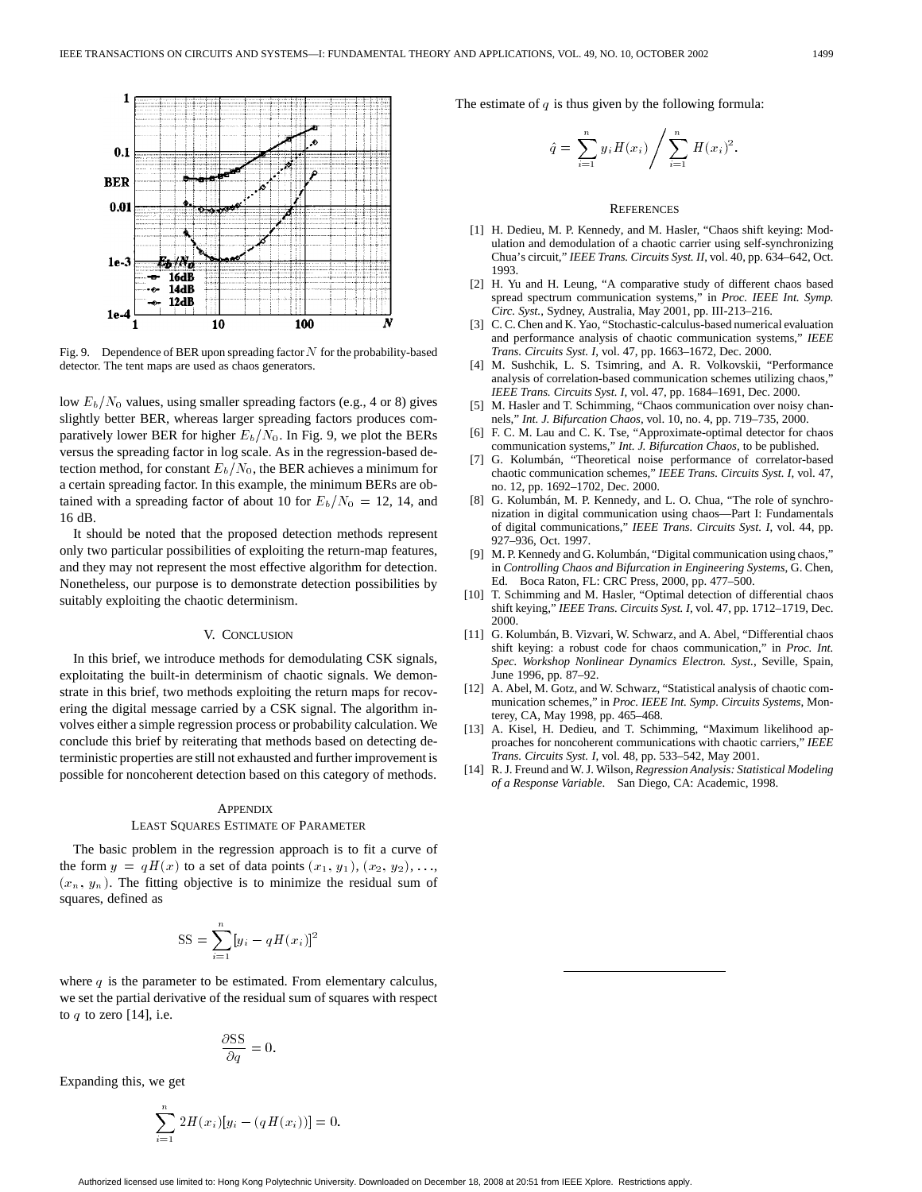1

0.1

BER

0.01

1e-3

1e-4

1

10

100

N

$E_b/N_0$

16dB

14dB

12dB

Fig. 9. Dependence of BER upon spreading factor $N$ for the probability-based detector. The tent maps are used as chaos generators.

low $E_b/N_0$ values, using smaller spreading factors (e.g., 4 or 8) gives slightly better BER, whereas larger spreading factors produces comparatively lower BER for higher $E_b/N_0$. In Fig. 9, we plot the BERs versus the spreading factor in log scale. As in the regression-based detection method, for constant $E_b/N_0$, the BER achieves a minimum for a certain spreading factor. In this example, the minimum BERs are obtained with a spreading factor of about 10 for $E_b/N_0 = 12$, 14, and 16 dB.

It should be noted that the proposed detection methods represent only two particular possibilities of exploiting the return-map features, and they may not represent the most effective algorithm for detection. Nonetheless, our purpose is to demonstrate detection possibilities by suitably exploiting the chaotic determinism.

## V. Conclusion

In this brief, we introduce methods for demodulating CSK signals, exploitating the built-in determinism of chaotic signals. We demonstrate in this brief, two methods exploiting the return maps for recovering the digital message carried by a CSK signal. The algorithm involves either a simple regression process or probability calculation. We conclude this brief by reiterating that methods based on detecting deterministic properties are still not exhausted and further improvement is possible for noncoherent detection based on this category of methods.

## Appendix
### Least Squares Estimate of Parameter

The basic problem in the regression approach is to fit a curve of the form $y = qH(x)$ to a set of data points $(x_1, y_1), (x_2, y_2), \ldots, (x_n, y_n)$. The fitting objective is to minimize the residual sum of squares, defined as

$$\mathrm{SS} = \sum_{i=1}^{n} [y_i - qH(x_i)]^2$$

where $q$ is the parameter to be estimated. From elementary calculus, we set the partial derivative of the residual sum of squares with respect to $q$ to zero [14], i.e.

$$\frac{\partial \mathrm{SS}}{\partial q} = 0.$$

Expanding this, we get

$$\sum_{i=1}^{n} 2H(x_i)[y_i - (qH(x_i))] = 0.$$

The estimate of $q$ is thus given by the following formula:

$$\hat{q} = \sum_{i=1}^{n} y_i H(x_i) \bigg/ \sum_{i=1}^{n} H(x_i)^2.$$

## References

[1] H. Dedieu, M. P. Kennedy, and M. Hasler, "Chaos shift keying: Modulation and demodulation of a chaotic carrier using self-synchronizing Chua's circuit," *IEEE Trans. Circuits Syst. II*, vol. 40, pp. 634–642, Oct. 1993.

[2] H. Yu and H. Leung, "A comparative study of different chaos based spread spectrum communication systems," in *Proc. IEEE Int. Symp. Circ. Syst.*, Sydney, Australia, May 2001, pp. III-213–216.

[3] C. C. Chen and K. Yao, "Stochastic-calculus-based numerical evaluation and performance analysis of chaotic communication systems," *IEEE Trans. Circuits Syst. I*, vol. 47, pp. 1663–1672, Dec. 2000.

[4] M. Sushchik, L. S. Tsimring, and A. R. Volkovskii, "Performance analysis of correlation-based communication schemes utilizing chaos," *IEEE Trans. Circuits Syst. I*, vol. 47, pp. 1684–1691, Dec. 2000.

[5] M. Hasler and T. Schimming, "Chaos communication over noisy channels," *Int. J. Bifurcation Chaos*, vol. 10, no. 4, pp. 719–735, 2000.

[6] F. C. M. Lau and C. K. Tse, "Approximate-optimal detector for chaos communication systems," *Int. J. Bifurcation Chaos*, to be published.

[7] G. Kolumbán, "Theoretical noise performance of correlator-based chaotic communication schemes," *IEEE Trans. Circuits Syst. I*, vol. 47, no. 12, pp. 1692–1702, Dec. 2000.

[8] G. Kolumbán, M. P. Kennedy, and L. O. Chua, "The role of synchronization in digital communication using chaos—Part I: Fundamentals of digital communications," *IEEE Trans. Circuits Syst. I*, vol. 44, pp. 927–936, Oct. 1997.

[9] M. P. Kennedy and G. Kolumbán, "Digital communication using chaos," in *Controlling Chaos and Bifurcation in Engineering Systems*, G. Chen, Ed. Boca Raton, FL: CRC Press, 2000, pp. 477–500.

[10] T. Schimming and M. Hasler, "Optimal detection of differential chaos shift keying," *IEEE Trans. Circuits Syst. I*, vol. 47, pp. 1712–1719, Dec. 2000.

[11] G. Kolumbán, B. Vizvari, W. Schwarz, and A. Abel, "Differential chaos shift keying: a robust code for chaos communication," in *Proc. Int. Spec. Workshop Nonlinear Dynamics Electron. Syst.*, Seville, Spain, June 1996, pp. 87–92.

[12] A. Abel, M. Gotz, and W. Schwarz, "Statistical analysis of chaotic communication schemes," in *Proc. IEEE Int. Symp. Circuits Systems*, Monterey, CA, May 1998, pp. 465–468.

[13] A. Kisel, H. Dedieu, and T. Schimming, "Maximum likelihood approaches for noncoherent communications with chaotic carriers," *IEEE Trans. Circuits Syst. I*, vol. 48, pp. 533–542, May 2001.

[14] R. J. Freund and W. J. Wilson, *Regression Analysis: Statistical Modeling of a Response Variable*. San Diego, CA: Academic, 1998.